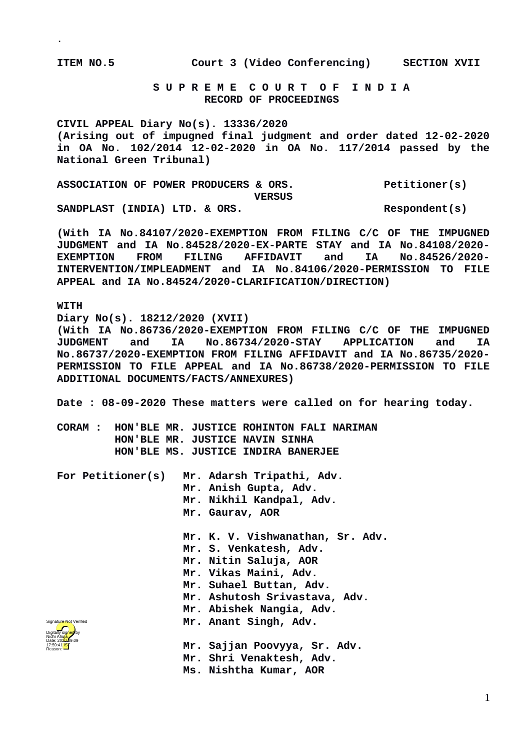.

**ITEM NO.5 Court 3 (Video Conferencing) SECTION XVII**

**S U P R E M E C O U R T O F I N D I A**
**RECORD OF PROCEEDINGS**

**CIVIL APPEAL Diary No(s). 13336/2020**
**(Arising out of impugned final judgment and order dated 12-02-2020 in OA No. 102/2014 12-02-2020 in OA No. 117/2014 passed by the National Green Tribunal)**

**ASSOCIATION OF POWER PRODUCERS & ORS. Petitioner(s)**

**VERSUS**

**SANDPLAST (INDIA) LTD. & ORS. Respondent(s)**

**(With IA No.84107/2020-EXEMPTION FROM FILING C/C OF THE IMPUGNED JUDGMENT and IA No.84528/2020-EX-PARTE STAY and IA No.84108/2020-EXEMPTION FROM FILING AFFIDAVIT and IA No.84526/2020-INTERVENTION/IMPLEADMENT and IA No.84106/2020-PERMISSION TO FILE APPEAL and IA No.84524/2020-CLARIFICATION/DIRECTION)**

**WITH**
**Diary No(s). 18212/2020 (XVII)**
**(With IA No.86736/2020-EXEMPTION FROM FILING C/C OF THE IMPUGNED JUDGMENT and IA No.86734/2020-STAY APPLICATION and IA No.86737/2020-EXEMPTION FROM FILING AFFIDAVIT and IA No.86735/2020-PERMISSION TO FILE APPEAL and IA No.86738/2020-PERMISSION TO FILE ADDITIONAL DOCUMENTS/FACTS/ANNEXURES)**

**Date : 08-09-2020 These matters were called on for hearing today.**

**CORAM : HON'BLE MR. JUSTICE ROHINTON FALI NARIMAN**
**HON'BLE MR. JUSTICE NAVIN SINHA**
**HON'BLE MS. JUSTICE INDIRA BANERJEE**

**For Petitioner(s)**
**Mr. Adarsh Tripathi, Adv.**
**Mr. Anish Gupta, Adv.**
**Mr. Nikhil Kandpal, Adv.**
**Mr. Gaurav, AOR**

**Mr. K. V. Vishwanathan, Sr. Adv.**
**Mr. S. Venkatesh, Adv.**
**Mr. Nitin Saluja, AOR**
**Mr. Vikas Maini, Adv.**
**Mr. Suhael Buttan, Adv.**
**Mr. Ashutosh Srivastava, Adv.**
**Mr. Abishek Nangia, Adv.**
**Mr. Anant Singh, Adv.**

**Mr. Sajjan Poovyya, Sr. Adv.**
**Mr. Shri Venaktesh, Adv.**
**Ms. Nishtha Kumar, AOR**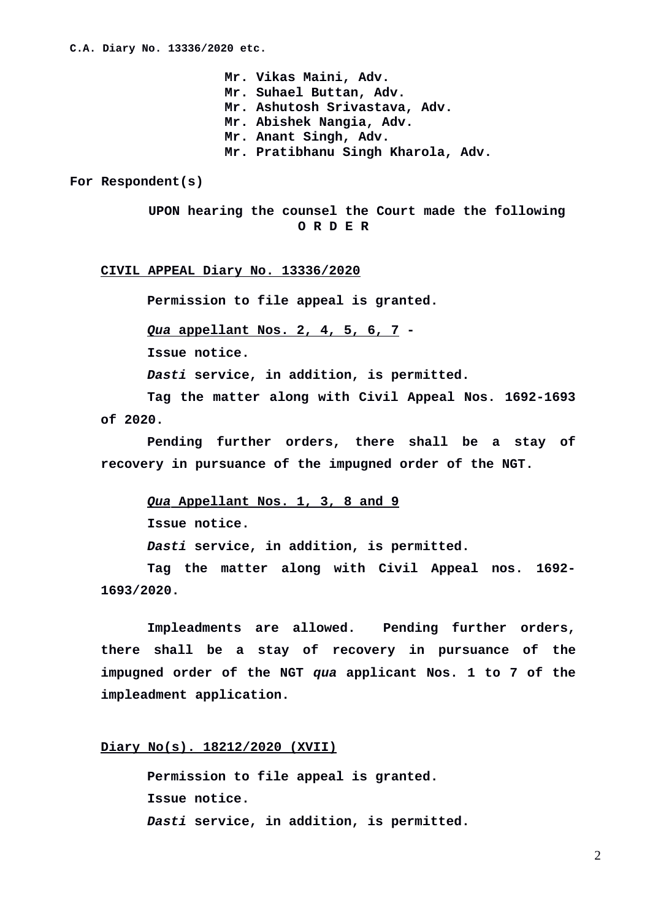Mr. Vikas Maini, Adv.
Mr. Suhael Buttan, Adv.
Mr. Ashutosh Srivastava, Adv.
Mr. Abishek Nangia, Adv.
Mr. Anant Singh, Adv.
Mr. Pratibhanu Singh Kharola, Adv.

**For Respondent(s)**

**UPON hearing the counsel the Court made the following**

**O R D E R**

**CIVIL APPEAL Diary No. 13336/2020**

Permission to file appeal is granted.

***Qua* appellant Nos. 2, 4, 5, 6, 7** -

Issue notice.

*Dasti* service, in addition, is permitted.

Tag the matter along with Civil Appeal Nos. 1692-1693 of 2020.

Pending further orders, there shall be a stay of recovery in pursuance of the impugned order of the NGT.

***Qua* Appellant Nos. 1, 3, 8 and 9**

Issue notice.

*Dasti* service, in addition, is permitted.

Tag the matter along with Civil Appeal nos. 1692-1693/2020.

Impleadments are allowed. Pending further orders, there shall be a stay of recovery in pursuance of the impugned order of the NGT *qua* applicant Nos. 1 to 7 of the impleadment application.

**Diary No(s). 18212/2020 (XVII)**

Permission to file appeal is granted.

Issue notice.

*Dasti* service, in addition, is permitted.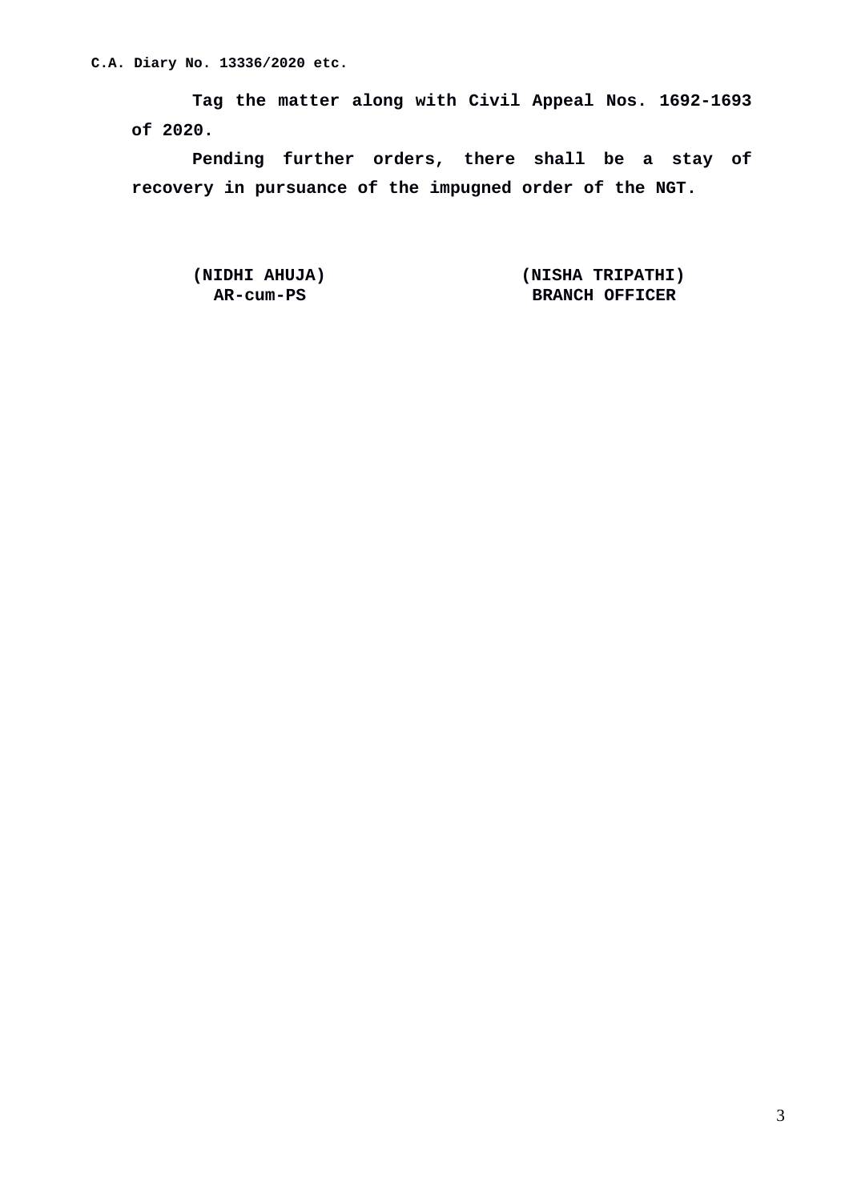**C.A. Diary No. 13336/2020 etc.**

**Tag the matter along with Civil Appeal Nos. 1692-1693 of 2020.**

**Pending further orders, there shall be a stay of recovery in pursuance of the impugned order of the NGT.**

**(NIDHI AHUJA)**
**AR-cum-PS**

**(NISHA TRIPATHI)**
**BRANCH OFFICER**